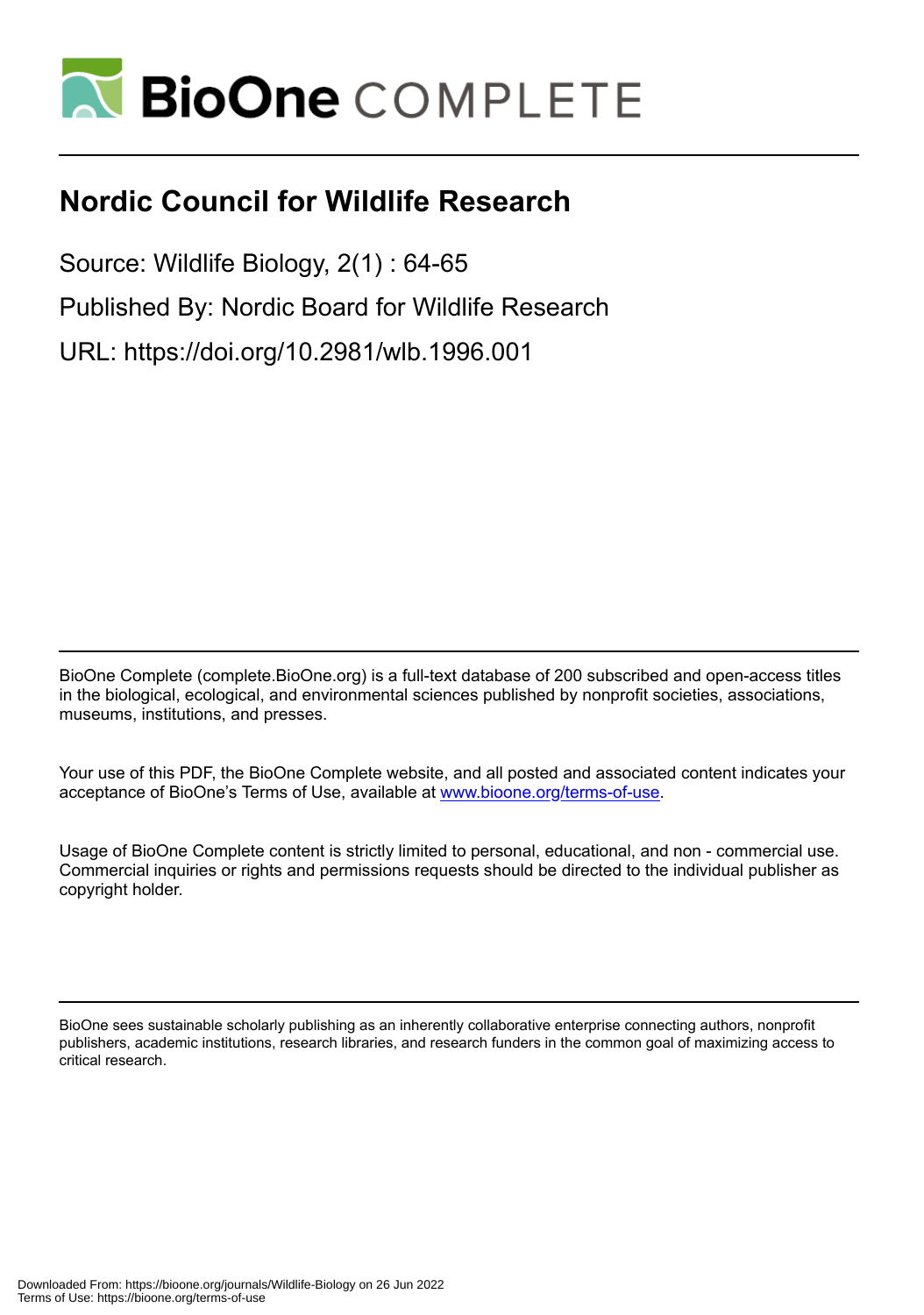# Nordic Council for Wildlife Research

Source: Wildlife Biology, 2(1) : 64-65

Published By: Nordic Board for Wildlife Research

URL: https://doi.org/10.2981/wlb.1996.001

BioOne Complete (complete.BioOne.org) is a full-text database of 200 subscribed and open-access titles in the biological, ecological, and environmental sciences published by nonprofit societies, associations, museums, institutions, and presses.

Your use of this PDF, the BioOne Complete website, and all posted and associated content indicates your acceptance of BioOne's Terms of Use, available at www.bioone.org/terms-of-use.

Usage of BioOne Complete content is strictly limited to personal, educational, and non - commercial use. Commercial inquiries or rights and permissions requests should be directed to the individual publisher as copyright holder.

BioOne sees sustainable scholarly publishing as an inherently collaborative enterprise connecting authors, nonprofit publishers, academic institutions, research libraries, and research funders in the common goal of maximizing access to critical research.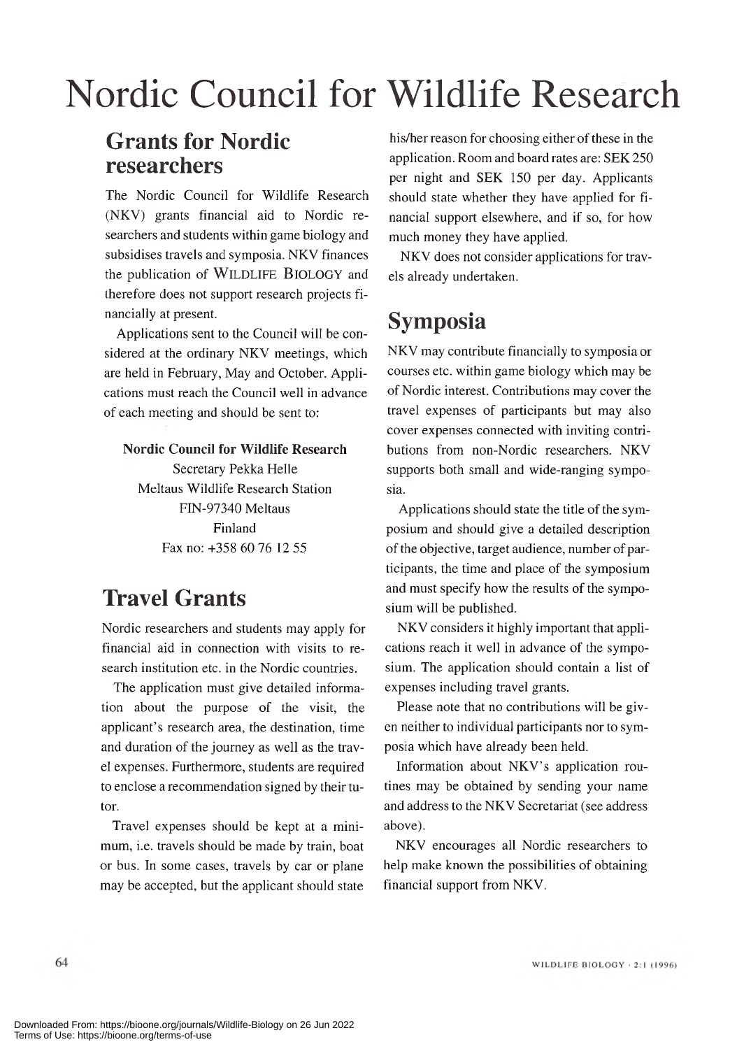# Nordic Council for Wildlife Research

## Grants for Nordic researchers

The Nordic Council for Wildlife Research (NKV) grants financial aid to Nordic researchers and students within game biology and subsidises travels and symposia. NKV finances the publication of WILDLIFE BIOLOGY and therefore does not support research projects financially at present.

Applications sent to the Council will be considered at the ordinary NKV meetings, which are held in February, May and October. Applications must reach the Council well in advance of each meeting and should be sent to:

**Nordic Council for Wildlife Research**
Secretary Pekka Helle
Meltaus Wildlife Research Station
FIN-97340 Meltaus
Finland
Fax no: +358 60 76 12 55

## Travel Grants

Nordic researchers and students may apply for financial aid in connection with visits to research institution etc. in the Nordic countries.

The application must give detailed information about the purpose of the visit, the applicant's research area, the destination, time and duration of the journey as well as the travel expenses. Furthermore, students are required to enclose a recommendation signed by their tutor.

Travel expenses should be kept at a minimum, i.e. travels should be made by train, boat or bus. In some cases, travels by car or plane may be accepted, but the applicant should state his/her reason for choosing either of these in the application. Room and board rates are: SEK 250 per night and SEK 150 per day. Applicants should state whether they have applied for financial support elsewhere, and if so, for how much money they have applied.

NKV does not consider applications for travels already undertaken.

## Symposia

NKV may contribute financially to symposia or courses etc. within game biology which may be of Nordic interest. Contributions may cover the travel expenses of participants but may also cover expenses connected with inviting contributions from non-Nordic researchers. NKV supports both small and wide-ranging symposia.

Applications should state the title of the symposium and should give a detailed description of the objective, target audience, number of participants, the time and place of the symposium and must specify how the results of the symposium will be published.

NKV considers it highly important that applications reach it well in advance of the symposium. The application should contain a list of expenses including travel grants.

Please note that no contributions will be given neither to individual participants nor to symposia which have already been held.

Information about NKV's application routines may be obtained by sending your name and address to the NKV Secretariat (see address above).

NKV encourages all Nordic researchers to help make known the possibilities of obtaining financial support from NKV.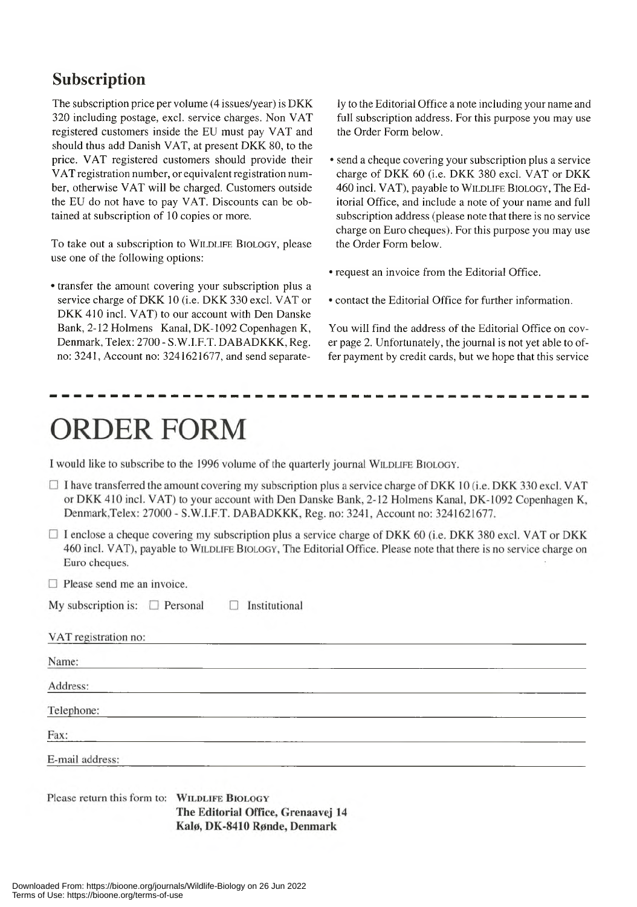## Subscription

The subscription price per volume (4 issues/year) is DKK 320 including postage, excl. service charges. Non VAT registered customers inside the EU must pay VAT and should thus add Danish VAT, at present DKK 80, to the price. VAT registered customers should provide their VAT registration number, or equivalent registration number, otherwise VAT will be charged. Customers outside the EU do not have to pay VAT. Discounts can be obtained at subscription of 10 copies or more.

To take out a subscription to WILDLIFE BIOLOGY, please use one of the following options:

- transfer the amount covering your subscription plus a service charge of DKK 10 (i.e. DKK 330 excl. VAT or DKK 410 incl. VAT) to our account with Den Danske Bank, 2-12 Holmens Kanal, DK-1092 Copenhagen K, Denmark, Telex: 2700 - S.W.I.F.T. DABADKKK, Reg. no: 3241, Account no: 3241621677, and send separately to the Editorial Office a note including your name and full subscription address. For this purpose you may use the Order Form below.
- send a cheque covering your subscription plus a service charge of DKK 60 (i.e. DKK 380 excl. VAT or DKK 460 incl. VAT), payable to WILDLIFE BIOLOGY, The Editorial Office, and include a note of your name and full subscription address (please note that there is no service charge on Euro cheques). For this purpose you may use the Order Form below.
- request an invoice from the Editorial Office.
- contact the Editorial Office for further information.

You will find the address of the Editorial Office on cover page 2. Unfortunately, the journal is not yet able to offer payment by credit cards, but we hope that this service

# ORDER FORM

I would like to subscribe to the 1996 volume of the quarterly journal WILDLIFE BIOLOGY.

☐ I have transferred the amount covering my subscription plus a service charge of DKK 10 (i.e. DKK 330 excl. VAT or DKK 410 incl. VAT) to your account with Den Danske Bank, 2-12 Holmens Kanal, DK-1092 Copenhagen K, Denmark,Telex: 27000 - S.W.I.F.T. DABADKKK, Reg. no: 3241, Account no: 3241621677.

☐ I enclose a cheque covering my subscription plus a service charge of DKK 60 (i.e. DKK 380 excl. VAT or DKK 460 incl. VAT), payable to WILDLIFE BIOLOGY, The Editorial Office. Please note that there is no service charge on Euro cheques.

☐ Please send me an invoice.

My subscription is: ☐ Personal ☐ Institutional

VAT registration no: \_\_\_\_\_\_\_\_\_\_\_\_\_\_\_\_

Name: \_\_\_\_\_\_\_\_\_\_\_\_\_\_\_\_

Address: \_\_\_\_\_\_\_\_\_\_\_\_\_\_\_\_

Telephone: \_\_\_\_\_\_\_\_\_\_\_\_\_\_\_\_

Fax: \_\_\_\_\_\_\_\_\_\_\_\_\_\_\_\_

E-mail address: \_\_\_\_\_\_\_\_\_\_\_\_\_\_\_\_

Please return this form to: **WILDLIFE BIOLOGY**
**The Editorial Office, Grenaavej 14**
**Kalø, DK-8410 Rønde, Denmark**